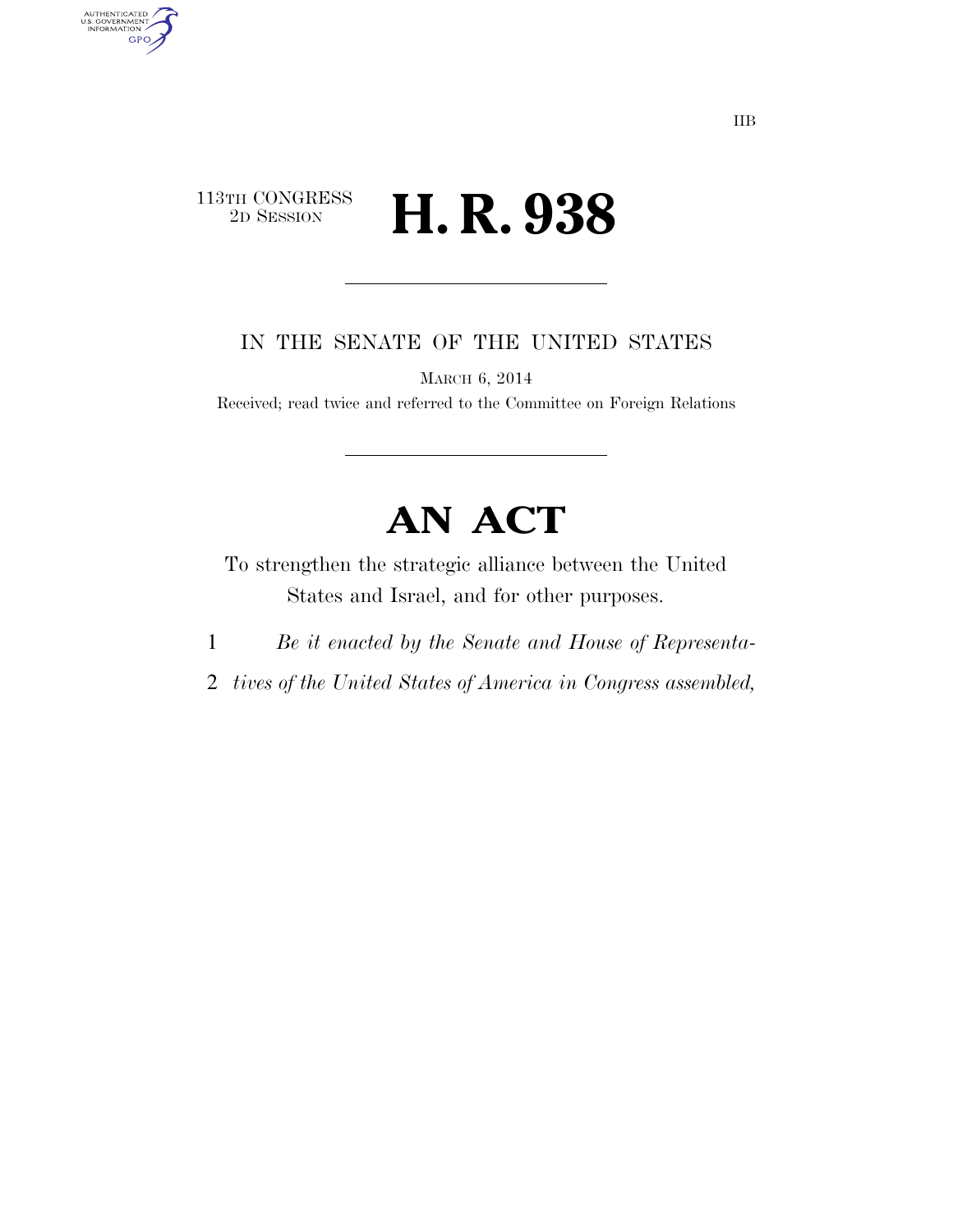113TH CONGRESS
2D SESSION

# H. R. 938

IN THE SENATE OF THE UNITED STATES

MARCH 6, 2014

Received; read twice and referred to the Committee on Foreign Relations

# AN ACT

To strengthen the strategic alliance between the United States and Israel, and for other purposes.

1 *Be it enacted by the Senate and House of Representa-*
2 *tives of the United States of America in Congress assembled,*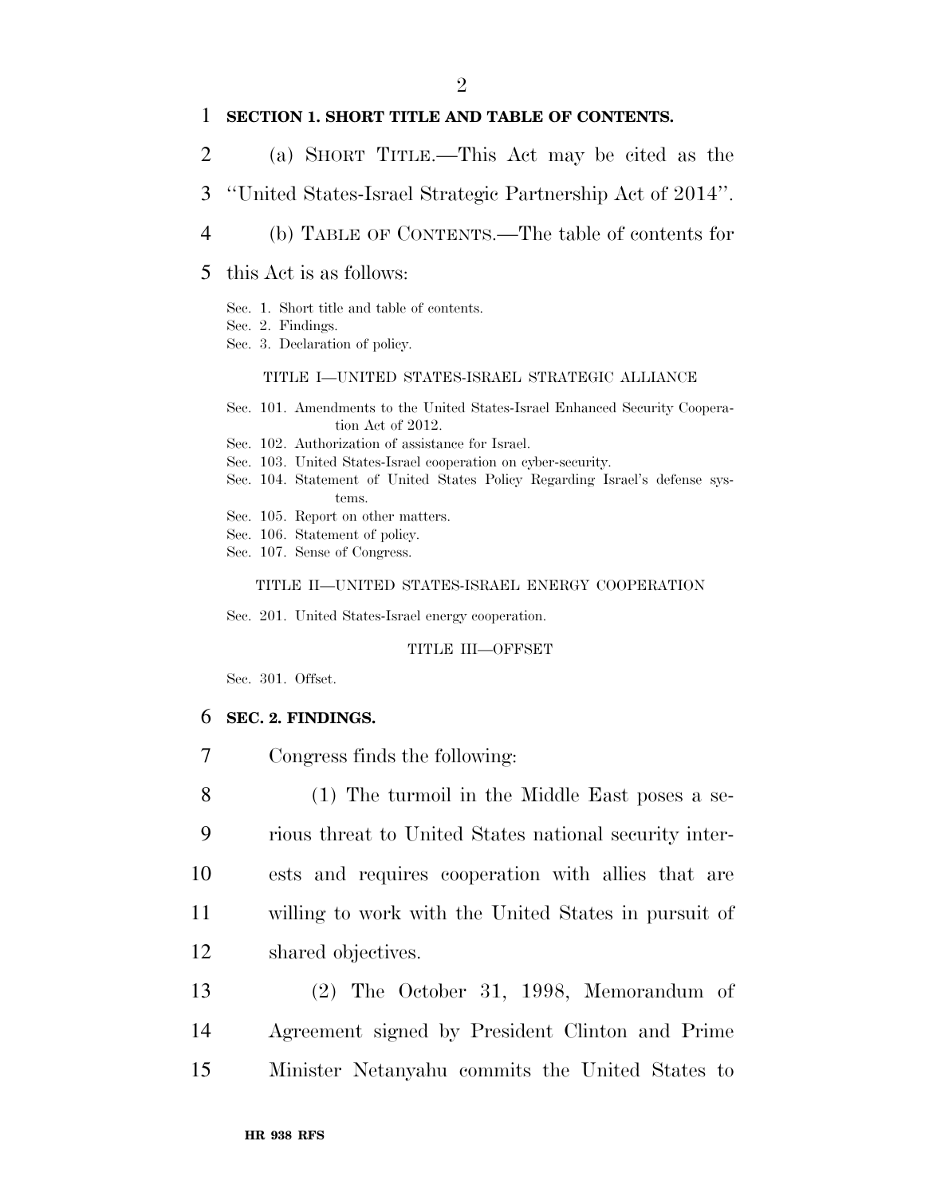**SECTION 1. SHORT TITLE AND TABLE OF CONTENTS.**

(a) SHORT TITLE.—This Act may be cited as the ''United States-Israel Strategic Partnership Act of 2014''.

(b) TABLE OF CONTENTS.—The table of contents for this Act is as follows:

Sec. 1. Short title and table of contents.
Sec. 2. Findings.
Sec. 3. Declaration of policy.

TITLE I—UNITED STATES-ISRAEL STRATEGIC ALLIANCE

Sec. 101. Amendments to the United States-Israel Enhanced Security Cooperation Act of 2012.
Sec. 102. Authorization of assistance for Israel.
Sec. 103. United States-Israel cooperation on cyber-security.
Sec. 104. Statement of United States Policy Regarding Israel's defense systems.
Sec. 105. Report on other matters.
Sec. 106. Statement of policy.
Sec. 107. Sense of Congress.

TITLE II—UNITED STATES-ISRAEL ENERGY COOPERATION

Sec. 201. United States-Israel energy cooperation.

TITLE III—OFFSET

Sec. 301. Offset.

**SEC. 2. FINDINGS.**

Congress finds the following:

(1) The turmoil in the Middle East poses a serious threat to United States national security interests and requires cooperation with allies that are willing to work with the United States in pursuit of shared objectives.

(2) The October 31, 1998, Memorandum of Agreement signed by President Clinton and Prime Minister Netanyahu commits the United States to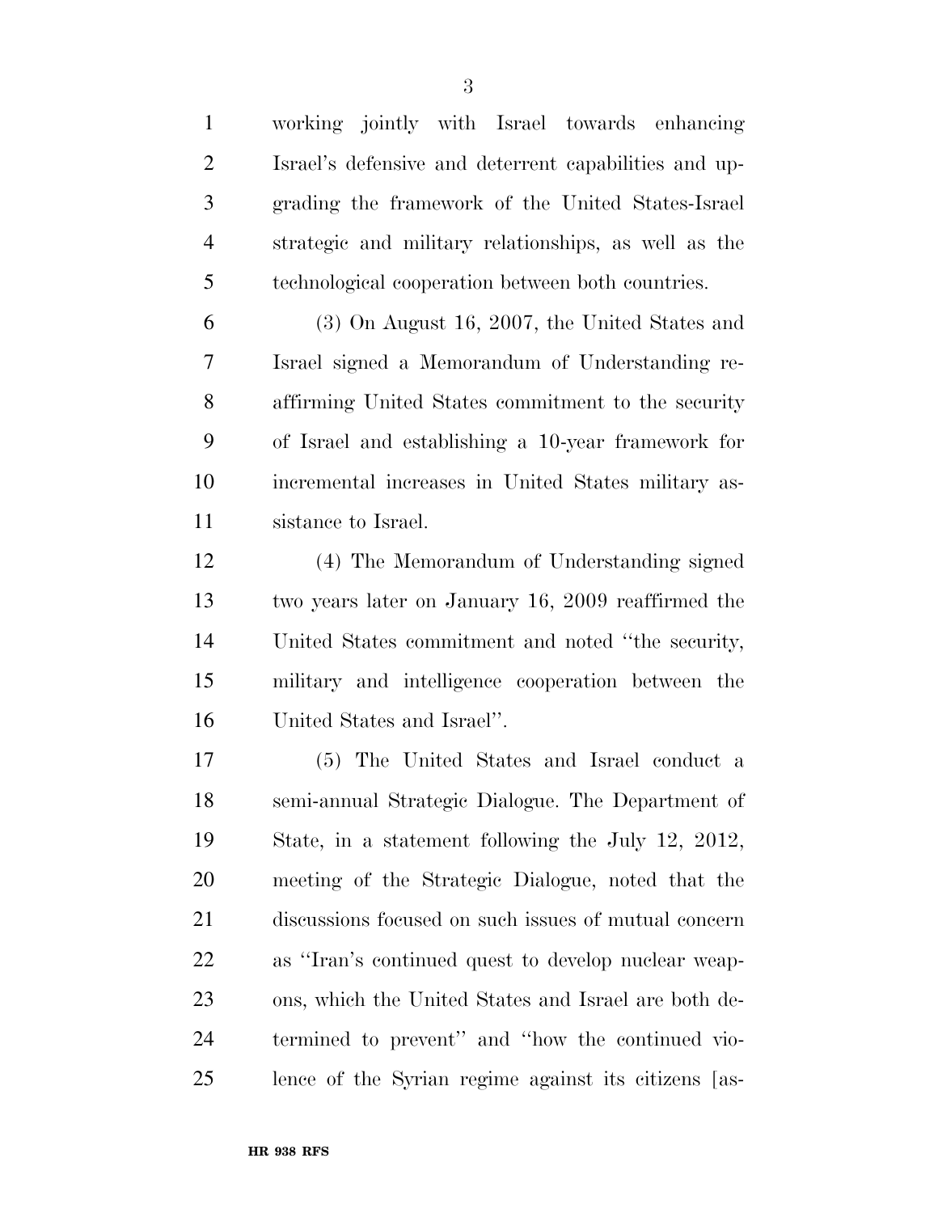working jointly with Israel towards enhancing Israel's defensive and deterrent capabilities and upgrading the framework of the United States-Israel strategic and military relationships, as well as the technological cooperation between both countries.

(3) On August 16, 2007, the United States and Israel signed a Memorandum of Understanding reaffirming United States commitment to the security of Israel and establishing a 10-year framework for incremental increases in United States military assistance to Israel.

(4) The Memorandum of Understanding signed two years later on January 16, 2009 reaffirmed the United States commitment and noted ''the security, military and intelligence cooperation between the United States and Israel''.

(5) The United States and Israel conduct a semi-annual Strategic Dialogue. The Department of State, in a statement following the July 12, 2012, meeting of the Strategic Dialogue, noted that the discussions focused on such issues of mutual concern as ''Iran's continued quest to develop nuclear weapons, which the United States and Israel are both determined to prevent'' and ''how the continued violence of the Syrian regime against its citizens [as-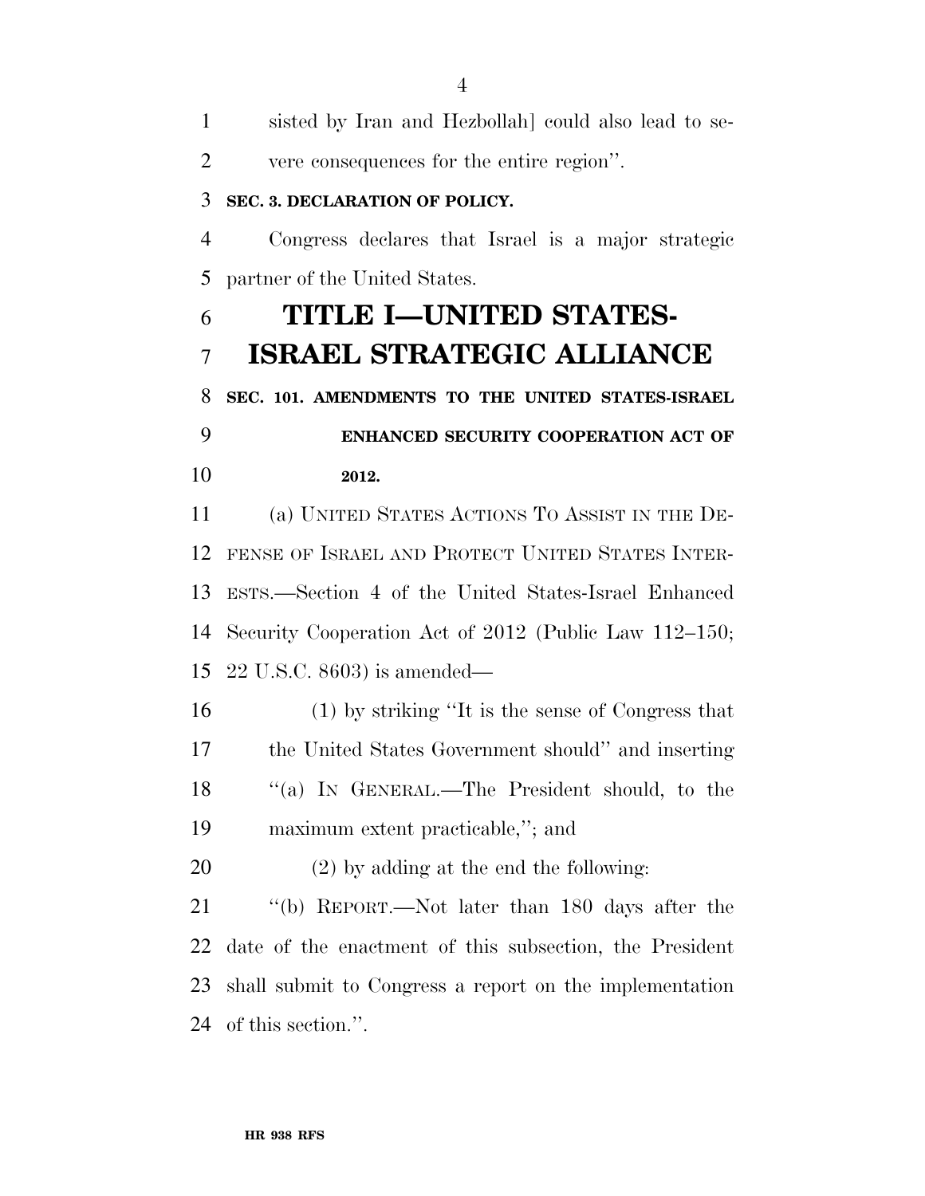sisted by Iran and Hezbollah] could also lead to severe consequences for the entire region''.

**SEC. 3. DECLARATION OF POLICY.**

Congress declares that Israel is a major strategic partner of the United States.

# TITLE I—UNITED STATES-ISRAEL STRATEGIC ALLIANCE

**SEC. 101. AMENDMENTS TO THE UNITED STATES-ISRAEL ENHANCED SECURITY COOPERATION ACT OF 2012.**

(a) UNITED STATES ACTIONS TO ASSIST IN THE DEFENSE OF ISRAEL AND PROTECT UNITED STATES INTERESTS.—Section 4 of the United States-Israel Enhanced Security Cooperation Act of 2012 (Public Law 112–150; 22 U.S.C. 8603) is amended—

(1) by striking ''It is the sense of Congress that the United States Government should'' and inserting ''(a) IN GENERAL.—The President should, to the maximum extent practicable,''; and

(2) by adding at the end the following:

''(b) REPORT.—Not later than 180 days after the date of the enactment of this subsection, the President shall submit to Congress a report on the implementation of this section.''.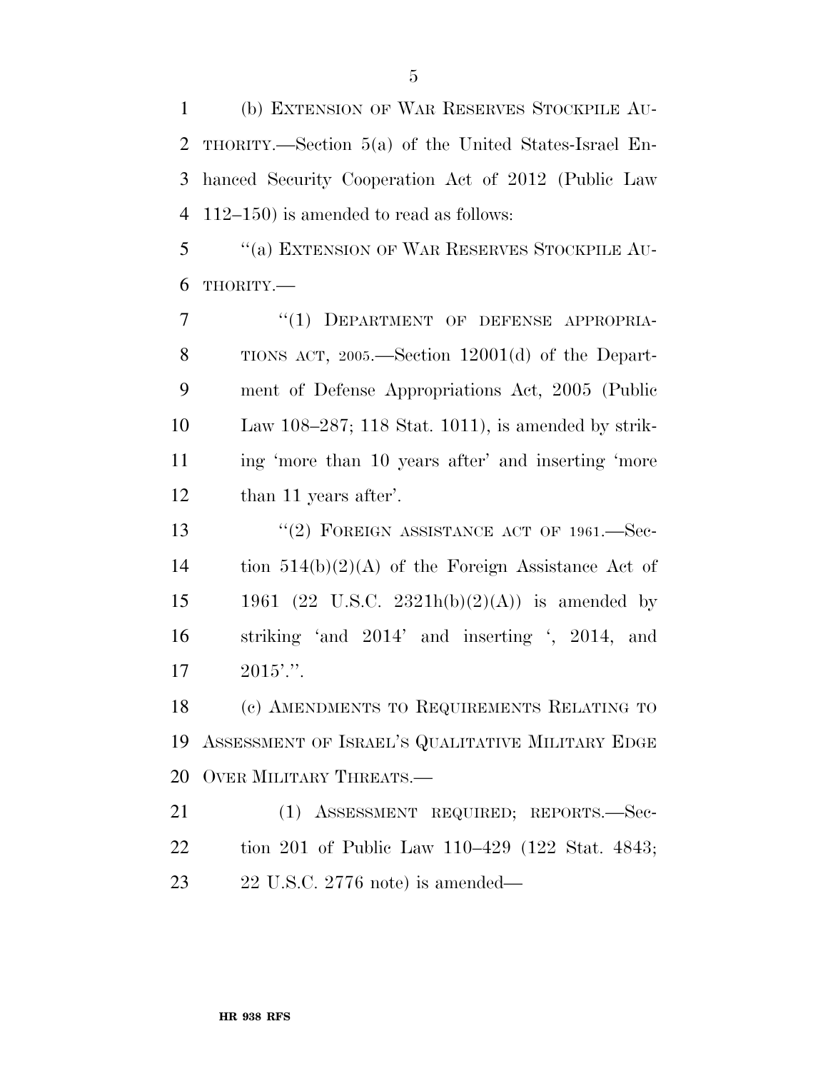(b) EXTENSION OF WAR RESERVES STOCKPILE AUTHORITY.—Section 5(a) of the United States-Israel Enhanced Security Cooperation Act of 2012 (Public Law 112–150) is amended to read as follows:

"(a) EXTENSION OF WAR RESERVES STOCKPILE AUTHORITY.—

"(1) DEPARTMENT OF DEFENSE APPROPRIATIONS ACT, 2005.—Section 12001(d) of the Department of Defense Appropriations Act, 2005 (Public Law 108–287; 118 Stat. 1011), is amended by striking 'more than 10 years after' and inserting 'more than 11 years after'.

"(2) FOREIGN ASSISTANCE ACT OF 1961.—Section 514(b)(2)(A) of the Foreign Assistance Act of 1961 (22 U.S.C. 2321h(b)(2)(A)) is amended by striking 'and 2014' and inserting ', 2014, and 2015'.".

(c) AMENDMENTS TO REQUIREMENTS RELATING TO ASSESSMENT OF ISRAEL'S QUALITATIVE MILITARY EDGE OVER MILITARY THREATS.—

(1) ASSESSMENT REQUIRED; REPORTS.—Section 201 of Public Law 110–429 (122 Stat. 4843; 22 U.S.C. 2776 note) is amended—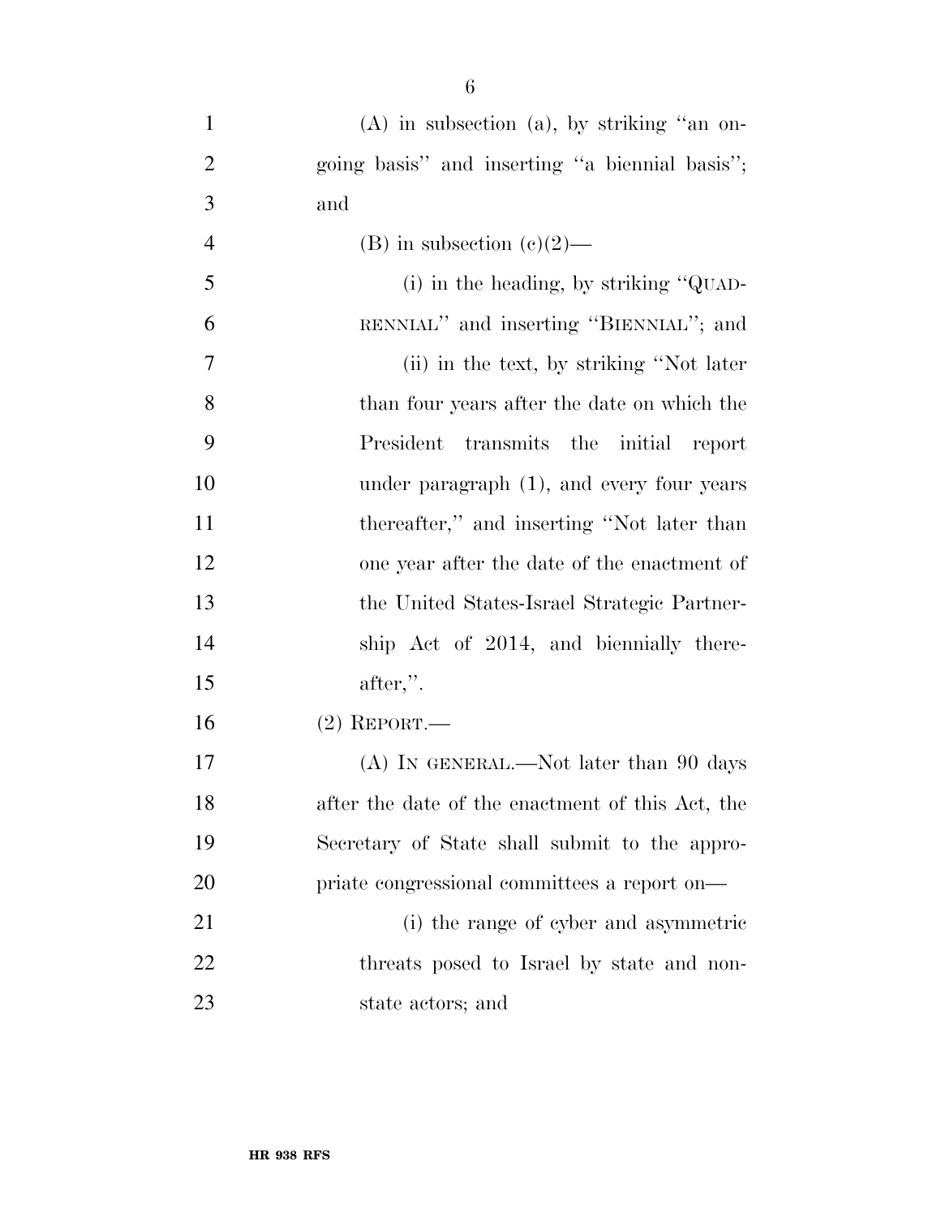(A) in subsection (a), by striking "an ongoing basis" and inserting "a biennial basis"; and

(B) in subsection (c)(2)—

(i) in the heading, by striking "QUADRENNIAL" and inserting "BIENNIAL"; and

(ii) in the text, by striking "Not later than four years after the date on which the President transmits the initial report under paragraph (1), and every four years thereafter," and inserting "Not later than one year after the date of the enactment of the United States-Israel Strategic Partnership Act of 2014, and biennially thereafter,".

(2) REPORT.—

(A) IN GENERAL.—Not later than 90 days after the date of the enactment of this Act, the Secretary of State shall submit to the appropriate congressional committees a report on—

(i) the range of cyber and asymmetric threats posed to Israel by state and non-state actors; and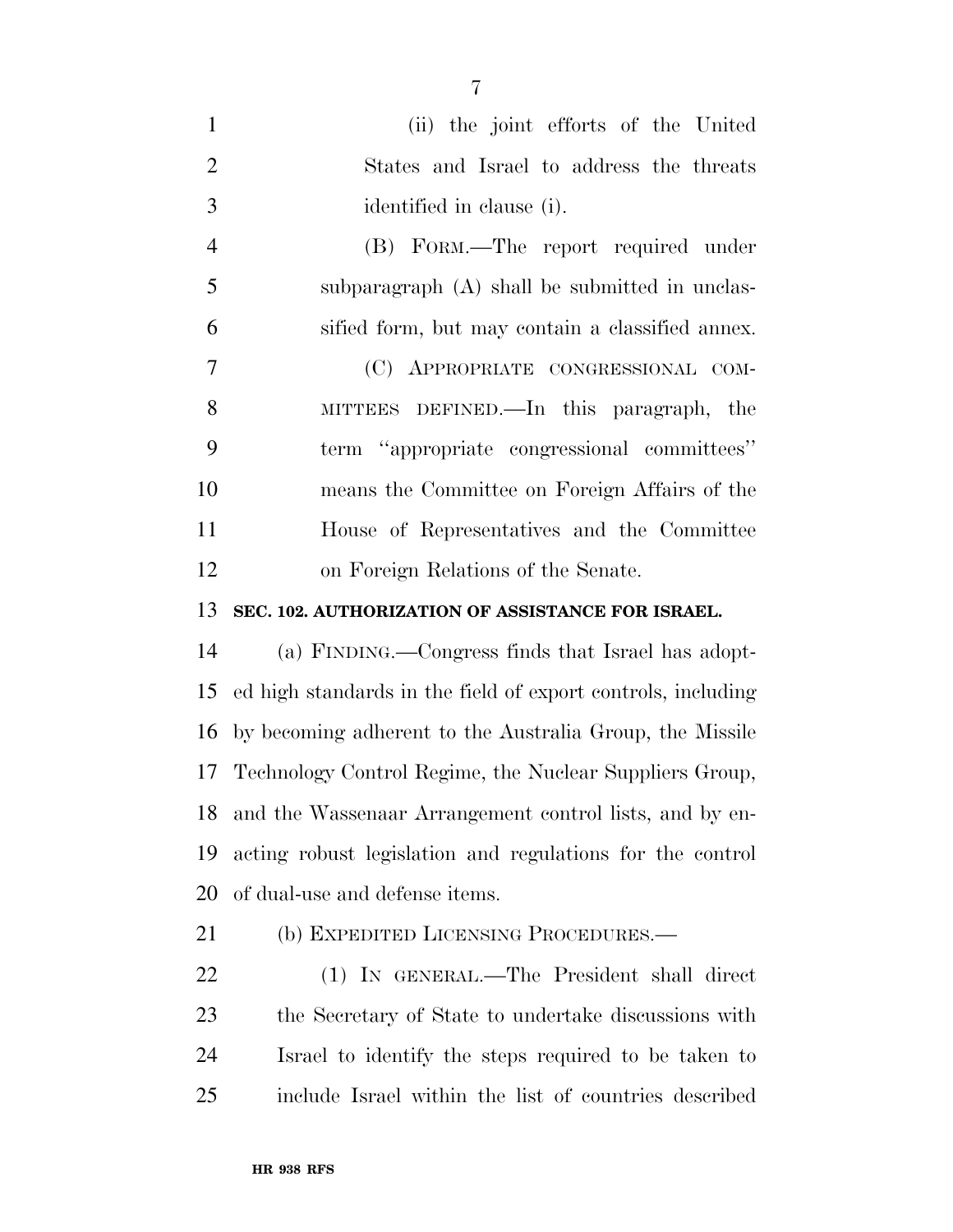(ii) the joint efforts of the United States and Israel to address the threats identified in clause (i).

(B) FORM.—The report required under subparagraph (A) shall be submitted in unclassified form, but may contain a classified annex.

(C) APPROPRIATE CONGRESSIONAL COMMITTEES DEFINED.—In this paragraph, the term ''appropriate congressional committees'' means the Committee on Foreign Affairs of the House of Representatives and the Committee on Foreign Relations of the Senate.

**SEC. 102. AUTHORIZATION OF ASSISTANCE FOR ISRAEL.**

(a) FINDING.—Congress finds that Israel has adopted high standards in the field of export controls, including by becoming adherent to the Australia Group, the Missile Technology Control Regime, the Nuclear Suppliers Group, and the Wassenaar Arrangement control lists, and by enacting robust legislation and regulations for the control of dual-use and defense items.

(b) EXPEDITED LICENSING PROCEDURES.—

(1) IN GENERAL.—The President shall direct the Secretary of State to undertake discussions with Israel to identify the steps required to be taken to include Israel within the list of countries described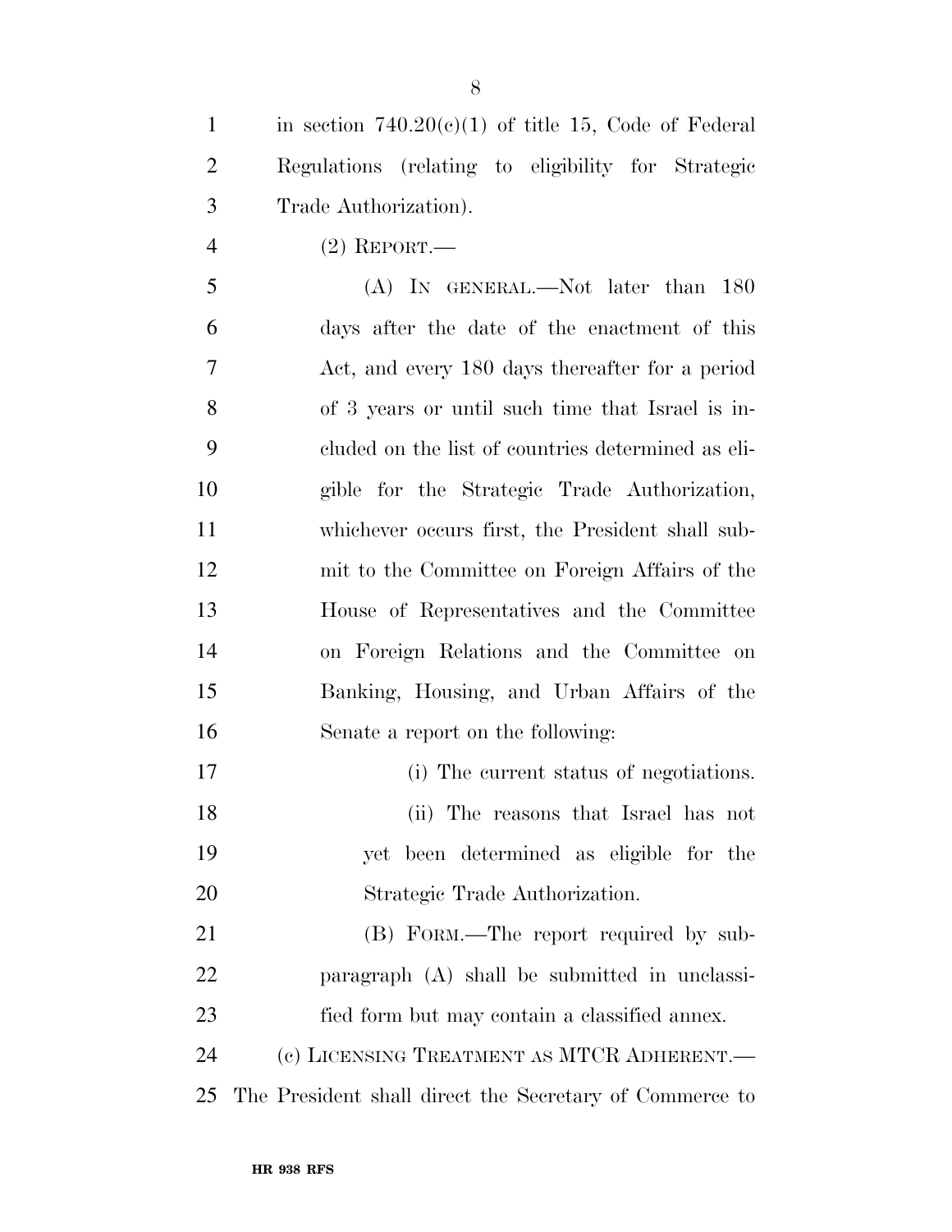in section 740.20(c)(1) of title 15, Code of Federal Regulations (relating to eligibility for Strategic Trade Authorization).

(2) REPORT.—

(A) IN GENERAL.—Not later than 180 days after the date of the enactment of this Act, and every 180 days thereafter for a period of 3 years or until such time that Israel is included on the list of countries determined as eligible for the Strategic Trade Authorization, whichever occurs first, the President shall submit to the Committee on Foreign Affairs of the House of Representatives and the Committee on Foreign Relations and the Committee on Banking, Housing, and Urban Affairs of the Senate a report on the following:

(i) The current status of negotiations.

(ii) The reasons that Israel has not yet been determined as eligible for the Strategic Trade Authorization.

(B) FORM.—The report required by subparagraph (A) shall be submitted in unclassified form but may contain a classified annex.

(c) LICENSING TREATMENT AS MTCR ADHERENT.— The President shall direct the Secretary of Commerce to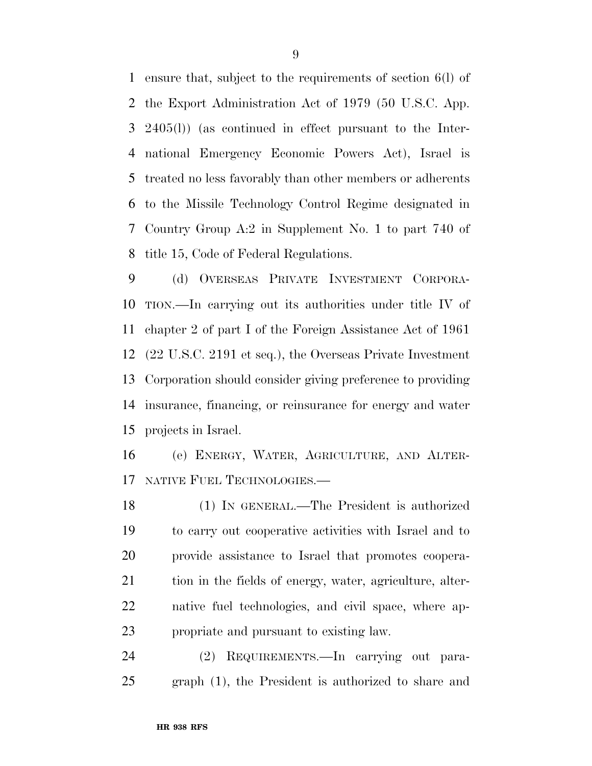ensure that, subject to the requirements of section 6(l) of the Export Administration Act of 1979 (50 U.S.C. App. 2405(l)) (as continued in effect pursuant to the International Emergency Economic Powers Act), Israel is treated no less favorably than other members or adherents to the Missile Technology Control Regime designated in Country Group A:2 in Supplement No. 1 to part 740 of title 15, Code of Federal Regulations.

(d) OVERSEAS PRIVATE INVESTMENT CORPORATION.—In carrying out its authorities under title IV of chapter 2 of part I of the Foreign Assistance Act of 1961 (22 U.S.C. 2191 et seq.), the Overseas Private Investment Corporation should consider giving preference to providing insurance, financing, or reinsurance for energy and water projects in Israel.

(e) ENERGY, WATER, AGRICULTURE, AND ALTERNATIVE FUEL TECHNOLOGIES.—

(1) IN GENERAL.—The President is authorized to carry out cooperative activities with Israel and to provide assistance to Israel that promotes cooperation in the fields of energy, water, agriculture, alternative fuel technologies, and civil space, where appropriate and pursuant to existing law.

(2) REQUIREMENTS.—In carrying out paragraph (1), the President is authorized to share and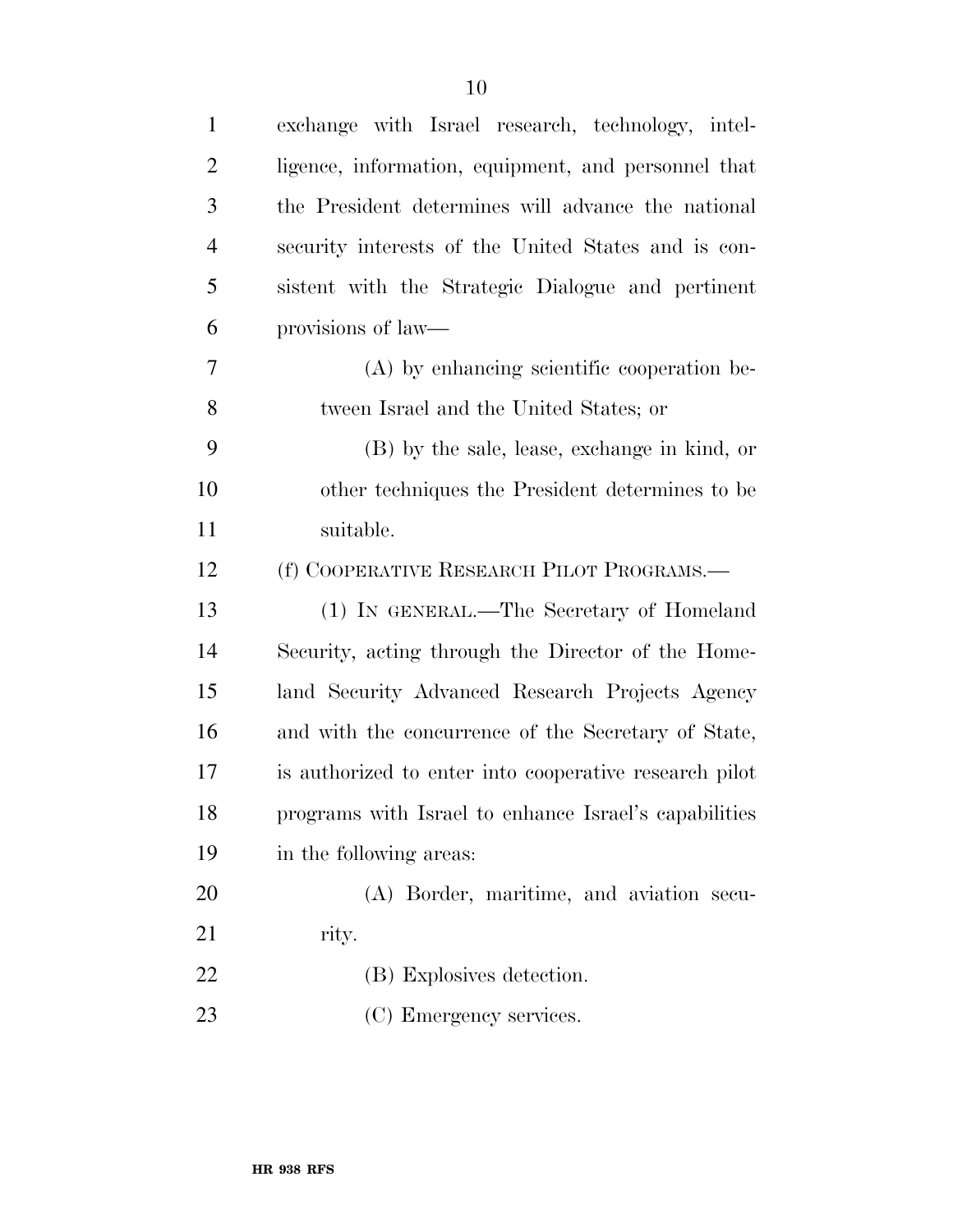exchange with Israel research, technology, intelligence, information, equipment, and personnel that the President determines will advance the national security interests of the United States and is consistent with the Strategic Dialogue and pertinent provisions of law—

(A) by enhancing scientific cooperation between Israel and the United States; or

(B) by the sale, lease, exchange in kind, or other techniques the President determines to be suitable.

(f) COOPERATIVE RESEARCH PILOT PROGRAMS.—

(1) IN GENERAL.—The Secretary of Homeland Security, acting through the Director of the Homeland Security Advanced Research Projects Agency and with the concurrence of the Secretary of State, is authorized to enter into cooperative research pilot programs with Israel to enhance Israel's capabilities in the following areas:

(A) Border, maritime, and aviation security.

(B) Explosives detection.

(C) Emergency services.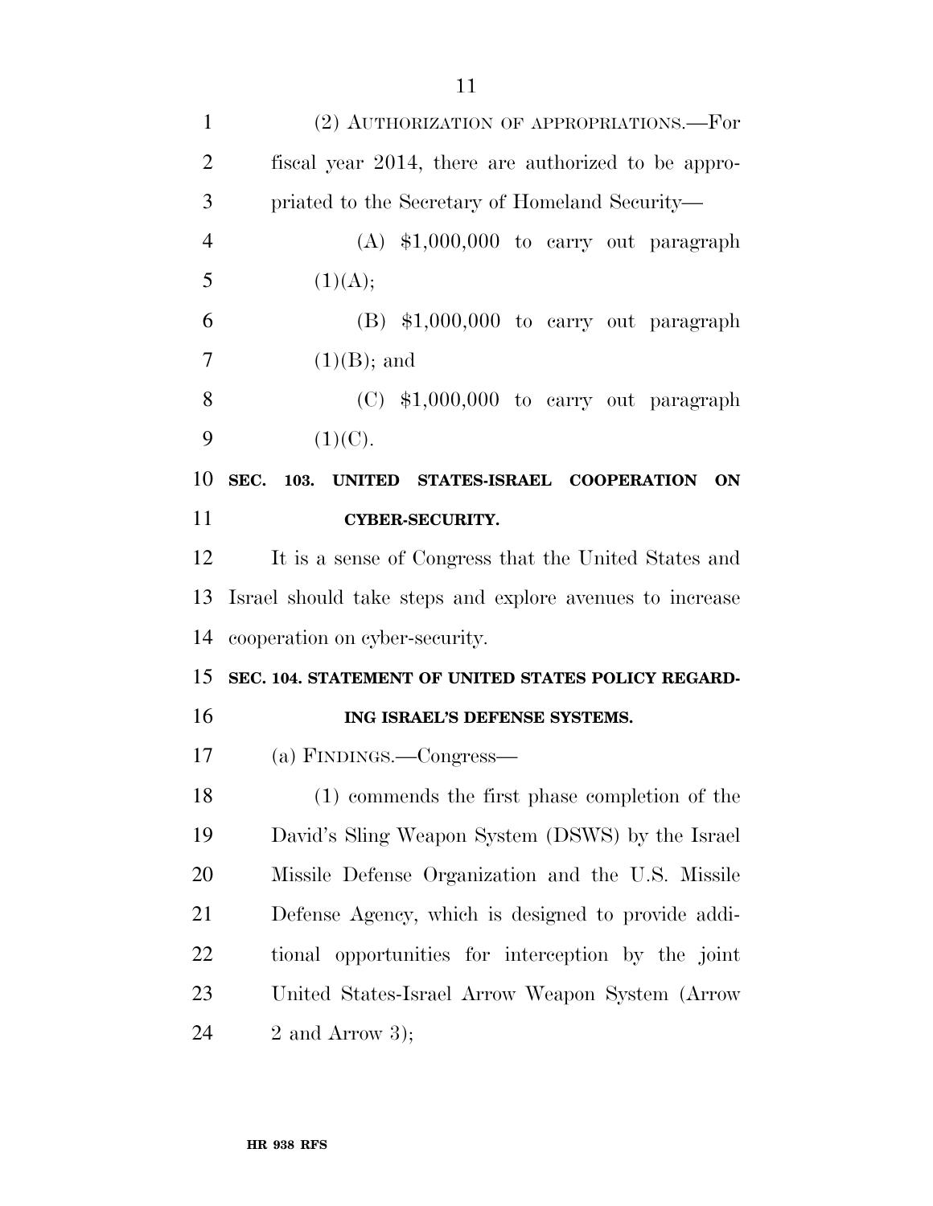(2) AUTHORIZATION OF APPROPRIATIONS.—For fiscal year 2014, there are authorized to be appropriated to the Secretary of Homeland Security—

(A) $1,000,000 to carry out paragraph (1)(A);

(B) $1,000,000 to carry out paragraph (1)(B); and

(C) $1,000,000 to carry out paragraph (1)(C).

**SEC. 103. UNITED STATES-ISRAEL COOPERATION ON CYBER-SECURITY.**

It is a sense of Congress that the United States and Israel should take steps and explore avenues to increase cooperation on cyber-security.

**SEC. 104. STATEMENT OF UNITED STATES POLICY REGARDING ISRAEL'S DEFENSE SYSTEMS.**

(a) FINDINGS.—Congress—

(1) commends the first phase completion of the David's Sling Weapon System (DSWS) by the Israel Missile Defense Organization and the U.S. Missile Defense Agency, which is designed to provide additional opportunities for interception by the joint United States-Israel Arrow Weapon System (Arrow 2 and Arrow 3);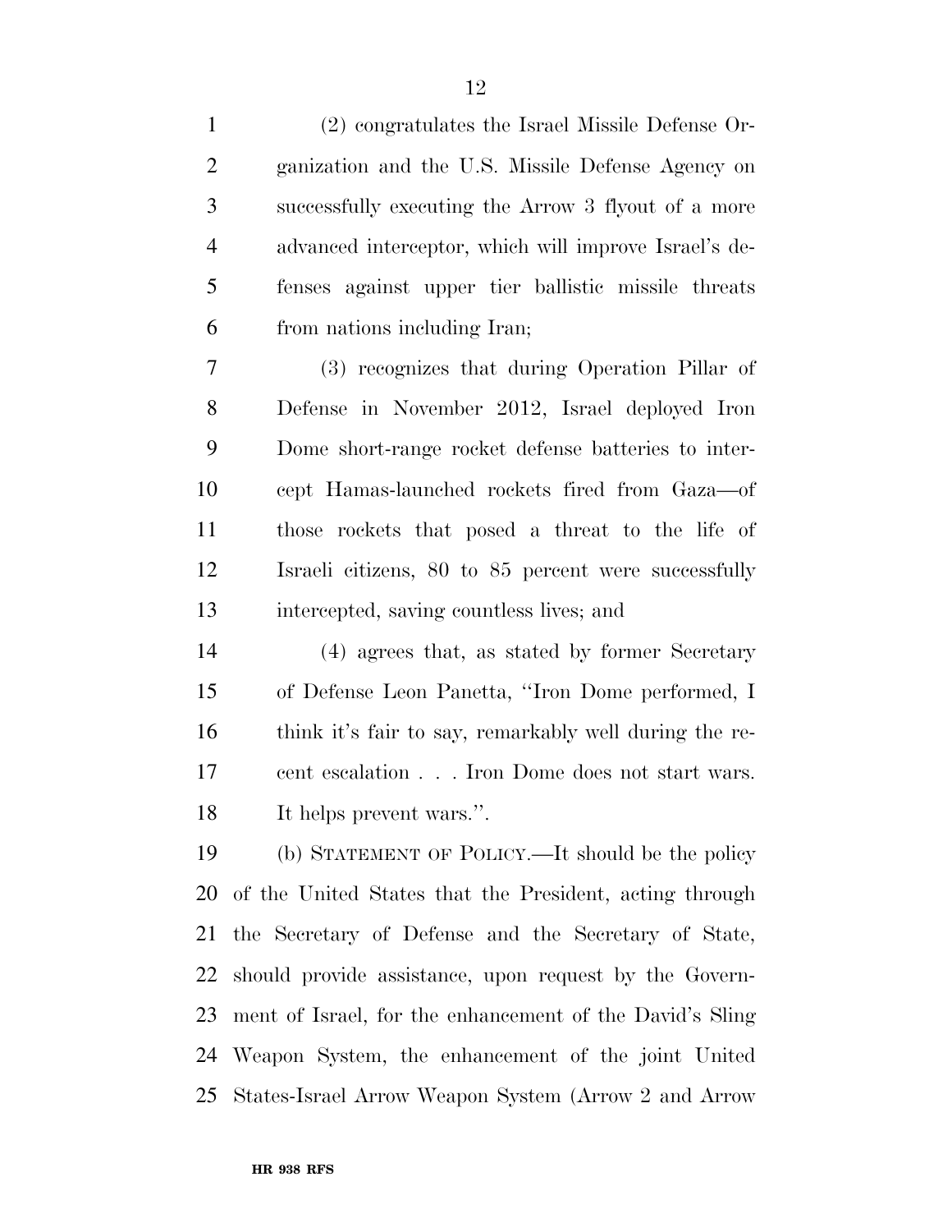(2) congratulates the Israel Missile Defense Organization and the U.S. Missile Defense Agency on successfully executing the Arrow 3 flyout of a more advanced interceptor, which will improve Israel's defenses against upper tier ballistic missile threats from nations including Iran;

(3) recognizes that during Operation Pillar of Defense in November 2012, Israel deployed Iron Dome short-range rocket defense batteries to intercept Hamas-launched rockets fired from Gaza—of those rockets that posed a threat to the life of Israeli citizens, 80 to 85 percent were successfully intercepted, saving countless lives; and

(4) agrees that, as stated by former Secretary of Defense Leon Panetta, "Iron Dome performed, I think it's fair to say, remarkably well during the recent escalation . . . Iron Dome does not start wars. It helps prevent wars.".

(b) STATEMENT OF POLICY.—It should be the policy of the United States that the President, acting through the Secretary of Defense and the Secretary of State, should provide assistance, upon request by the Government of Israel, for the enhancement of the David's Sling Weapon System, the enhancement of the joint United States-Israel Arrow Weapon System (Arrow 2 and Arrow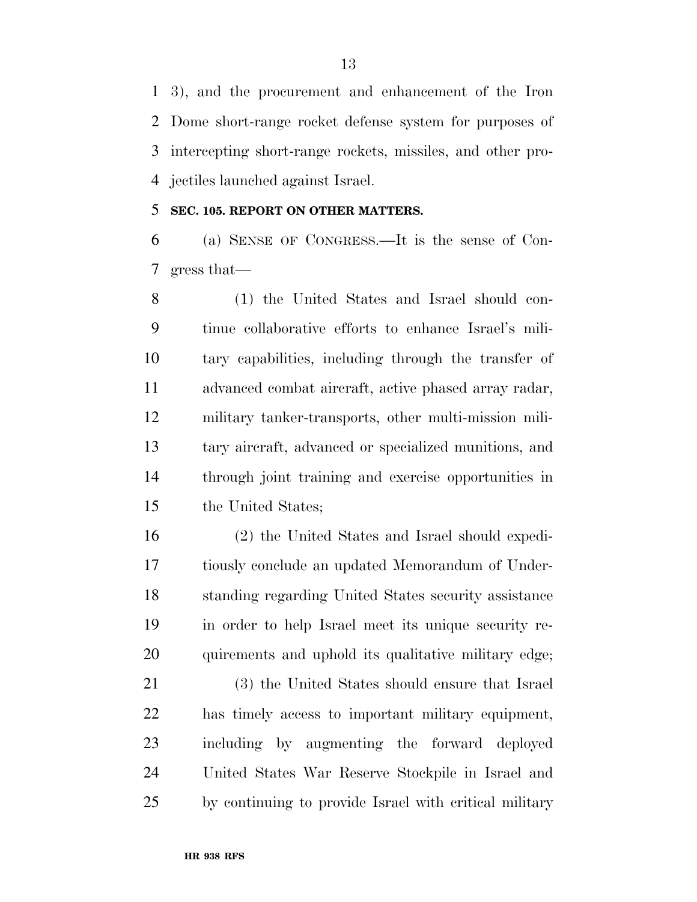3), and the procurement and enhancement of the Iron Dome short-range rocket defense system for purposes of intercepting short-range rockets, missiles, and other projectiles launched against Israel.

**SEC. 105. REPORT ON OTHER MATTERS.**

(a) SENSE OF CONGRESS.—It is the sense of Congress that—

(1) the United States and Israel should continue collaborative efforts to enhance Israel's military capabilities, including through the transfer of advanced combat aircraft, active phased array radar, military tanker-transports, other multi-mission military aircraft, advanced or specialized munitions, and through joint training and exercise opportunities in the United States;

(2) the United States and Israel should expeditiously conclude an updated Memorandum of Understanding regarding United States security assistance in order to help Israel meet its unique security requirements and uphold its qualitative military edge;

(3) the United States should ensure that Israel has timely access to important military equipment, including by augmenting the forward deployed United States War Reserve Stockpile in Israel and by continuing to provide Israel with critical military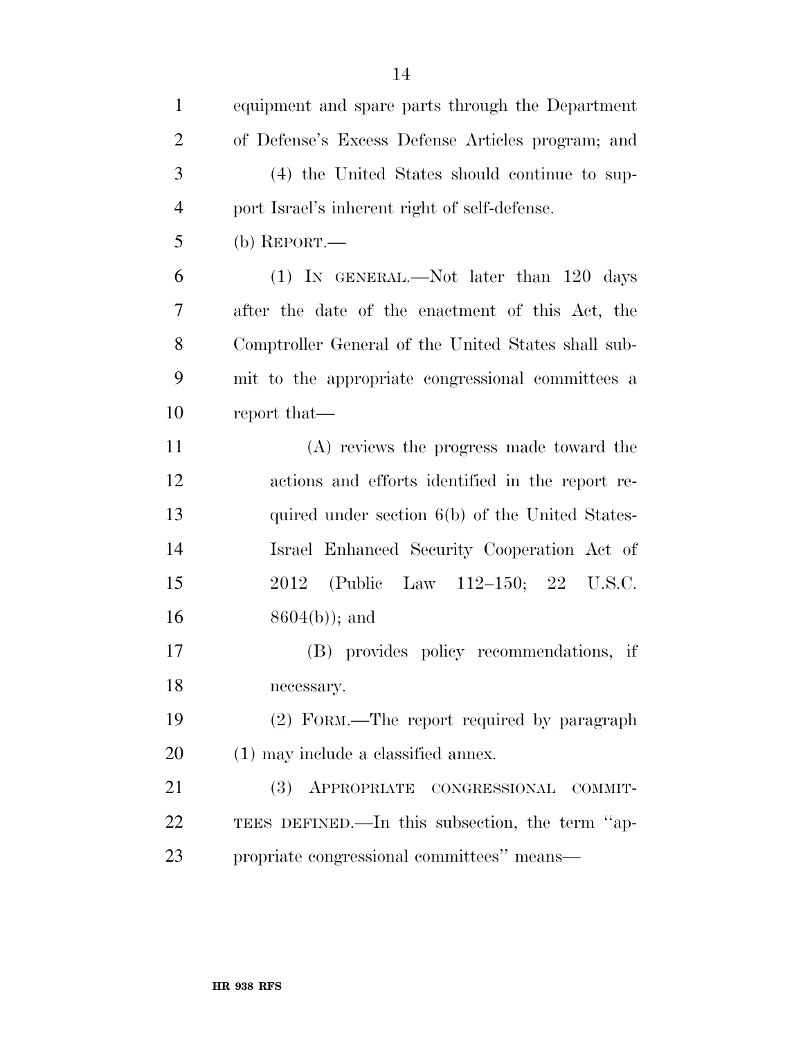equipment and spare parts through the Department of Defense's Excess Defense Articles program; and

(4) the United States should continue to support Israel's inherent right of self-defense.

(b) REPORT.—

(1) IN GENERAL.—Not later than 120 days after the date of the enactment of this Act, the Comptroller General of the United States shall submit to the appropriate congressional committees a report that—

(A) reviews the progress made toward the actions and efforts identified in the report required under section 6(b) of the United States-Israel Enhanced Security Cooperation Act of 2012 (Public Law 112–150; 22 U.S.C. 8604(b)); and

(B) provides policy recommendations, if necessary.

(2) FORM.—The report required by paragraph (1) may include a classified annex.

(3) APPROPRIATE CONGRESSIONAL COMMITTEES DEFINED.—In this subsection, the term ''appropriate congressional committees'' means—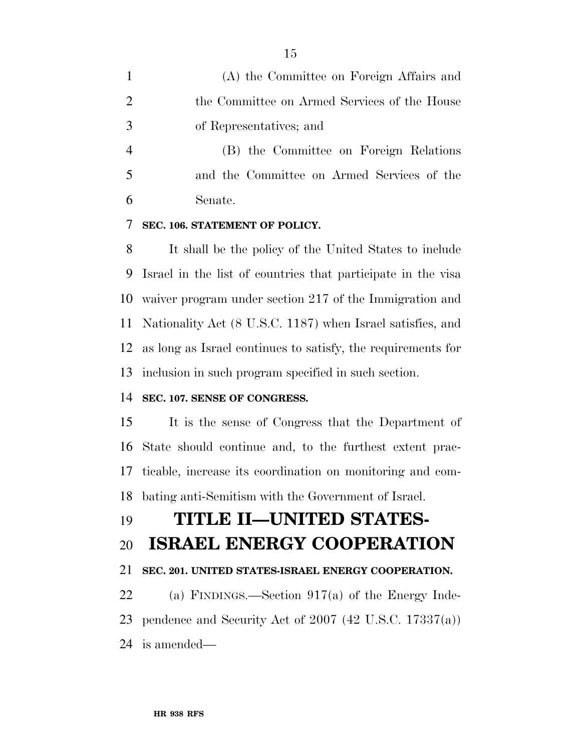(A) the Committee on Foreign Affairs and the Committee on Armed Services of the House of Representatives; and

(B) the Committee on Foreign Relations and the Committee on Armed Services of the Senate.

**SEC. 106. STATEMENT OF POLICY.**

It shall be the policy of the United States to include Israel in the list of countries that participate in the visa waiver program under section 217 of the Immigration and Nationality Act (8 U.S.C. 1187) when Israel satisfies, and as long as Israel continues to satisfy, the requirements for inclusion in such program specified in such section.

**SEC. 107. SENSE OF CONGRESS.**

It is the sense of Congress that the Department of State should continue and, to the furthest extent practicable, increase its coordination on monitoring and combating anti-Semitism with the Government of Israel.

# TITLE II—UNITED STATES-ISRAEL ENERGY COOPERATION

**SEC. 201. UNITED STATES-ISRAEL ENERGY COOPERATION.**

(a) FINDINGS.—Section 917(a) of the Energy Independence and Security Act of 2007 (42 U.S.C. 17337(a)) is amended—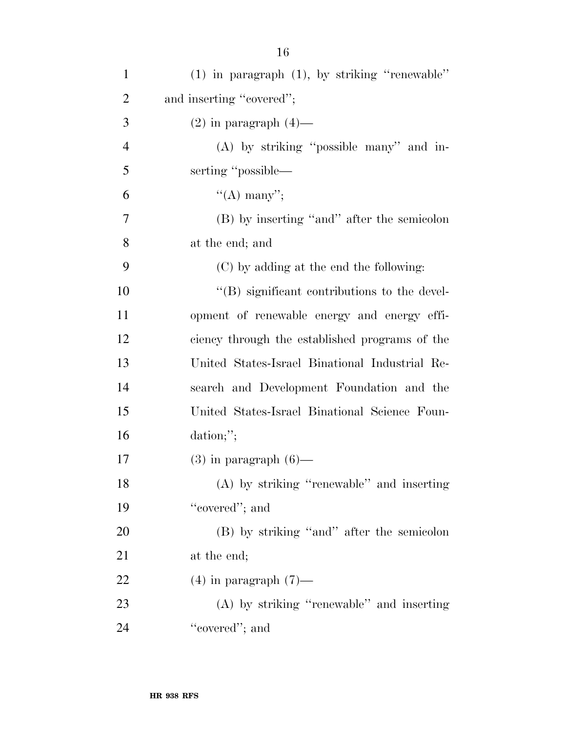(1) in paragraph (1), by striking ''renewable'' and inserting ''covered'';

(2) in paragraph (4)—

(A) by striking ''possible many'' and inserting ''possible—

''(A) many'';

(B) by inserting ''and'' after the semicolon at the end; and

(C) by adding at the end the following:

''(B) significant contributions to the development of renewable energy and energy efficiency through the established programs of the United States-Israel Binational Industrial Research and Development Foundation and the United States-Israel Binational Science Foundation;'';

(3) in paragraph (6)—

(A) by striking ''renewable'' and inserting ''covered''; and

(B) by striking ''and'' after the semicolon at the end;

(4) in paragraph (7)—

(A) by striking ''renewable'' and inserting ''covered''; and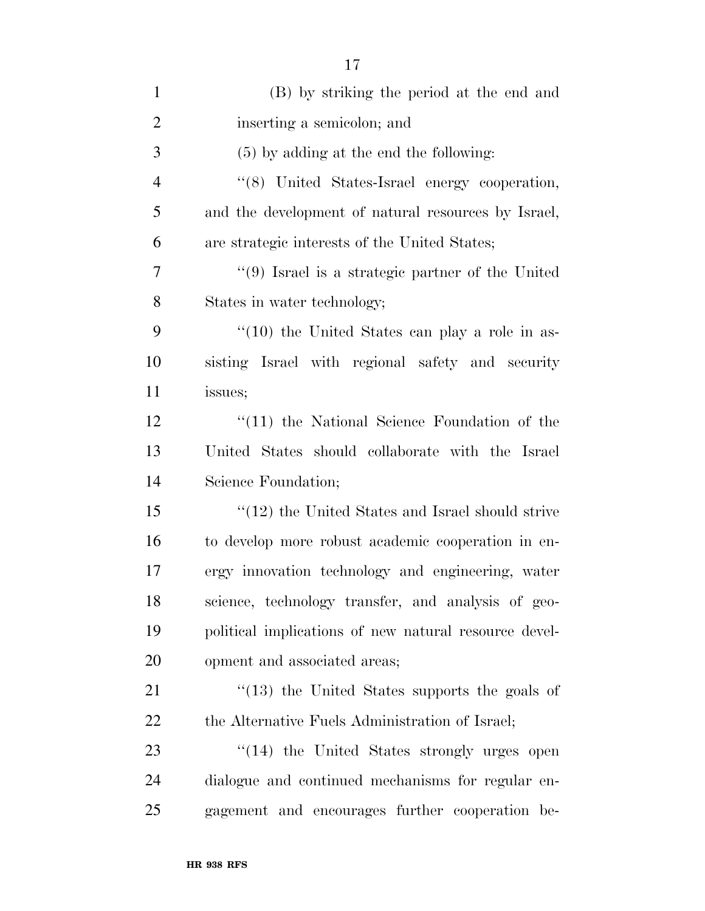(B) by striking the period at the end and inserting a semicolon; and

(5) by adding at the end the following:

"(8) United States-Israel energy cooperation, and the development of natural resources by Israel, are strategic interests of the United States;

"(9) Israel is a strategic partner of the United States in water technology;

"(10) the United States can play a role in assisting Israel with regional safety and security issues;

"(11) the National Science Foundation of the United States should collaborate with the Israel Science Foundation;

"(12) the United States and Israel should strive to develop more robust academic cooperation in energy innovation technology and engineering, water science, technology transfer, and analysis of geopolitical implications of new natural resource development and associated areas;

"(13) the United States supports the goals of the Alternative Fuels Administration of Israel;

"(14) the United States strongly urges open dialogue and continued mechanisms for regular engagement and encourages further cooperation be-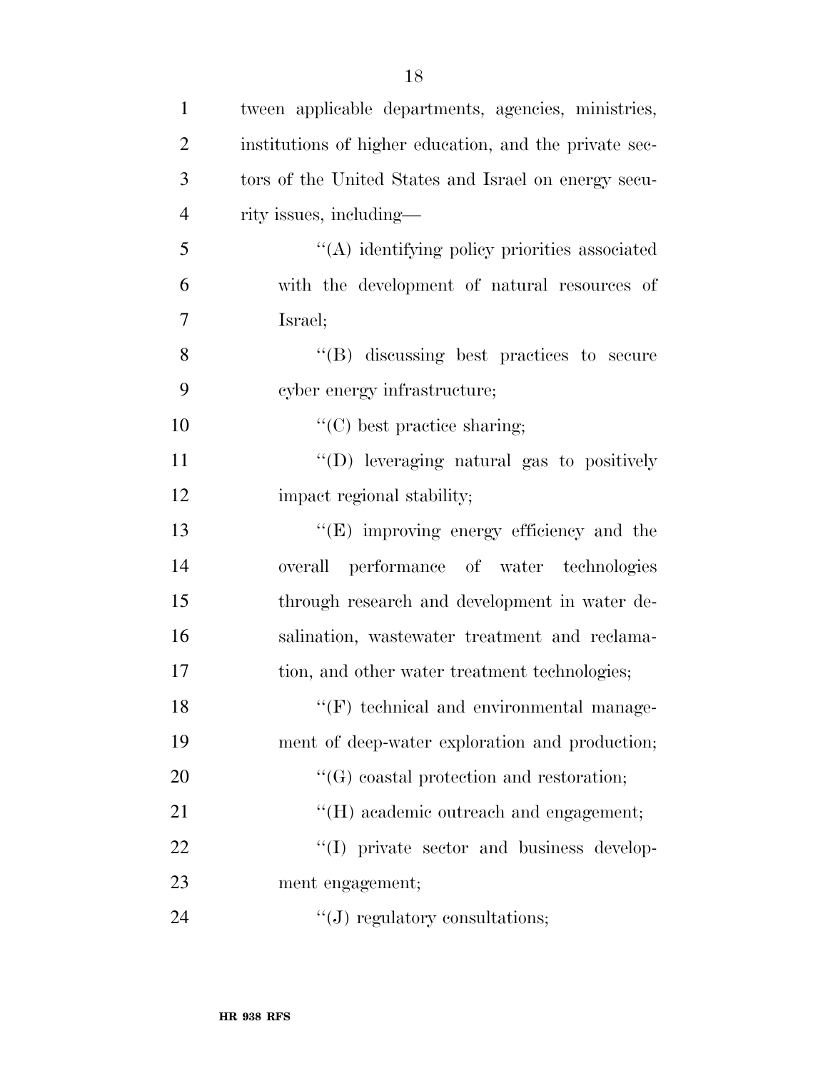tween applicable departments, agencies, ministries, institutions of higher education, and the private sectors of the United States and Israel on energy security issues, including—

''(A) identifying policy priorities associated with the development of natural resources of Israel;

''(B) discussing best practices to secure cyber energy infrastructure;

''(C) best practice sharing;

''(D) leveraging natural gas to positively impact regional stability;

''(E) improving energy efficiency and the overall performance of water technologies through research and development in water desalination, wastewater treatment and reclamation, and other water treatment technologies;

''(F) technical and environmental management of deep-water exploration and production;

''(G) coastal protection and restoration;

''(H) academic outreach and engagement;

''(I) private sector and business development engagement;

''(J) regulatory consultations;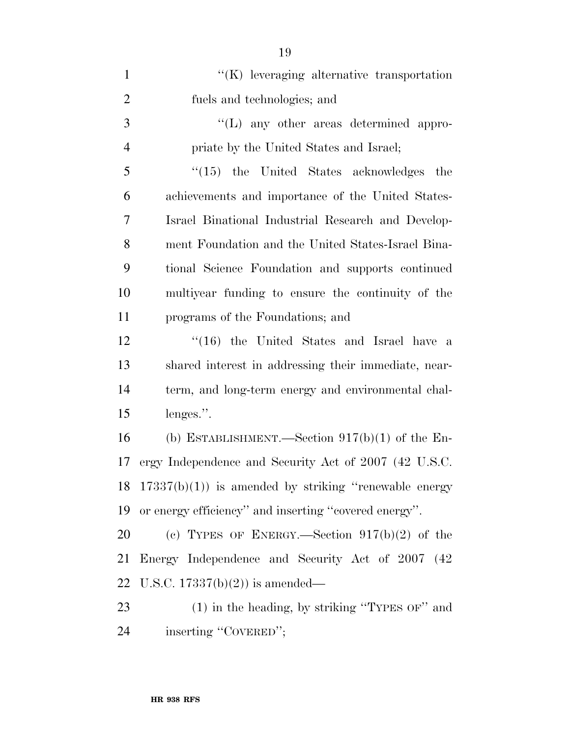''(K) leveraging alternative transportation fuels and technologies; and

''(L) any other areas determined appropriate by the United States and Israel;

''(15) the United States acknowledges the achievements and importance of the United States-Israel Binational Industrial Research and Development Foundation and the United States-Israel Binational Science Foundation and supports continued multiyear funding to ensure the continuity of the programs of the Foundations; and

''(16) the United States and Israel have a shared interest in addressing their immediate, near-term, and long-term energy and environmental challenges.''.

(b) ESTABLISHMENT.—Section 917(b)(1) of the Energy Independence and Security Act of 2007 (42 U.S.C. 17337(b)(1)) is amended by striking ''renewable energy or energy efficiency'' and inserting ''covered energy''.

(c) TYPES OF ENERGY.—Section 917(b)(2) of the Energy Independence and Security Act of 2007 (42 U.S.C. 17337(b)(2)) is amended—

(1) in the heading, by striking ''TYPES OF'' and inserting ''COVERED'';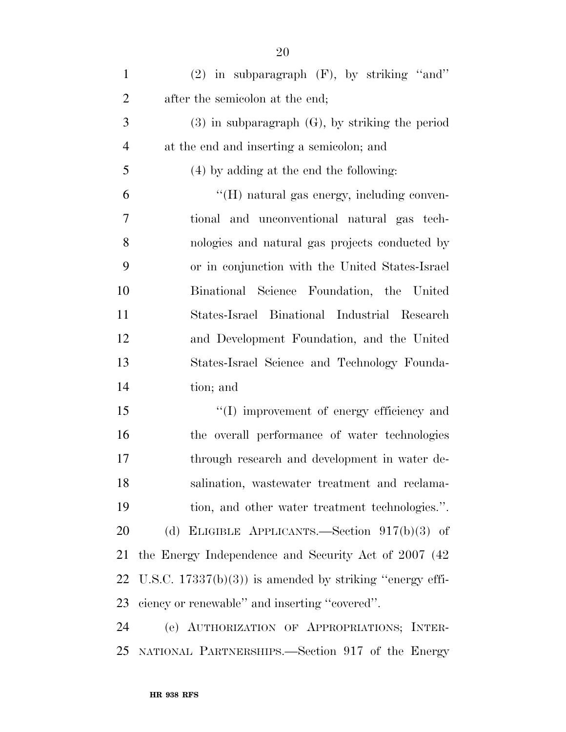(2) in subparagraph (F), by striking ''and'' after the semicolon at the end;

(3) in subparagraph (G), by striking the period at the end and inserting a semicolon; and

(4) by adding at the end the following:

''(H) natural gas energy, including conventional and unconventional natural gas technologies and natural gas projects conducted by or in conjunction with the United States-Israel Binational Science Foundation, the United States-Israel Binational Industrial Research and Development Foundation, and the United States-Israel Science and Technology Foundation; and

''(I) improvement of energy efficiency and the overall performance of water technologies through research and development in water desalination, wastewater treatment and reclamation, and other water treatment technologies.''.

(d) ELIGIBLE APPLICANTS.—Section 917(b)(3) of the Energy Independence and Security Act of 2007 (42 U.S.C. 17337(b)(3)) is amended by striking ''energy efficiency or renewable'' and inserting ''covered''.

(e) AUTHORIZATION OF APPROPRIATIONS; INTERNATIONAL PARTNERSHIPS.—Section 917 of the Energy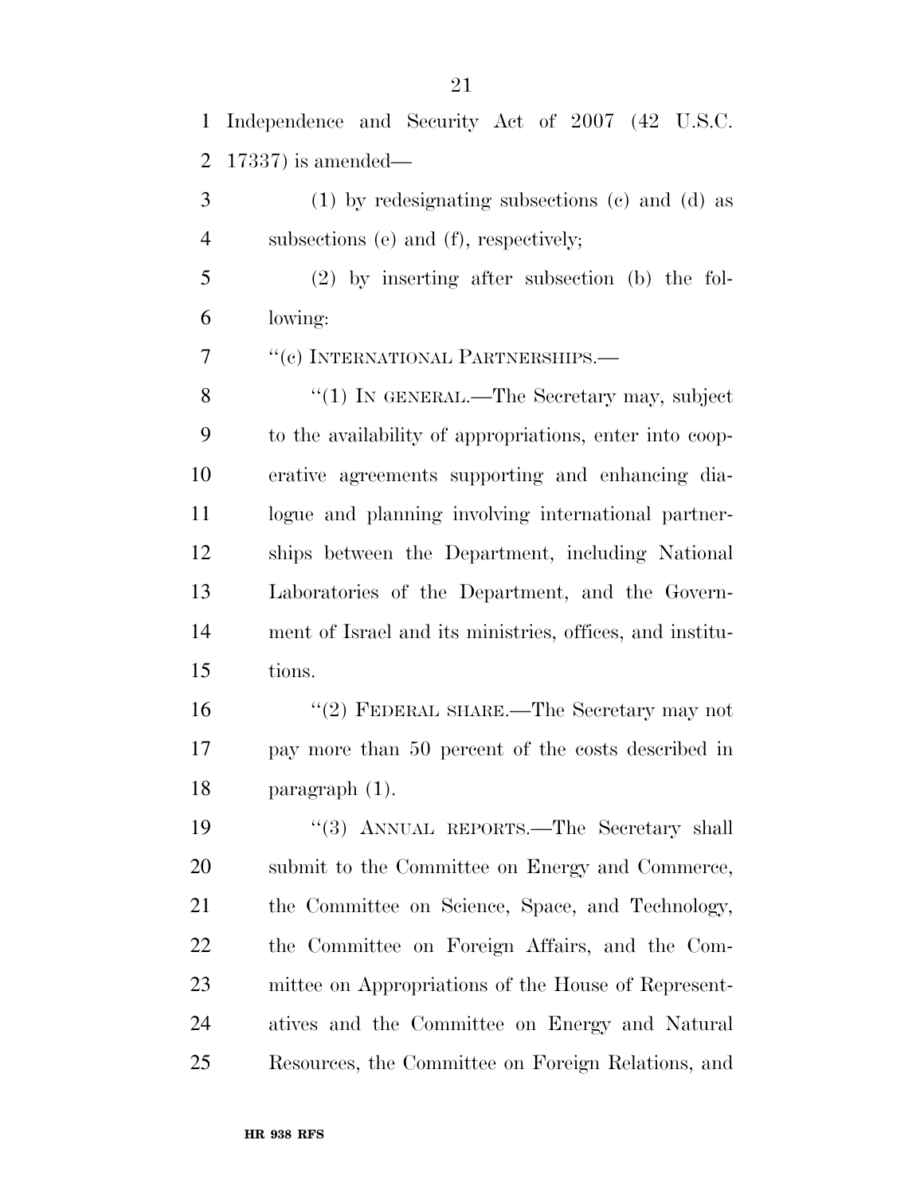Independence and Security Act of 2007 (42 U.S.C. 17337) is amended—

(1) by redesignating subsections (c) and (d) as subsections (e) and (f), respectively;

(2) by inserting after subsection (b) the following:

"(c) INTERNATIONAL PARTNERSHIPS.—

"(1) IN GENERAL.—The Secretary may, subject to the availability of appropriations, enter into cooperative agreements supporting and enhancing dialogue and planning involving international partnerships between the Department, including National Laboratories of the Department, and the Government of Israel and its ministries, offices, and institutions.

"(2) FEDERAL SHARE.—The Secretary may not pay more than 50 percent of the costs described in paragraph (1).

"(3) ANNUAL REPORTS.—The Secretary shall submit to the Committee on Energy and Commerce, the Committee on Science, Space, and Technology, the Committee on Foreign Affairs, and the Committee on Appropriations of the House of Representatives and the Committee on Energy and Natural Resources, the Committee on Foreign Relations, and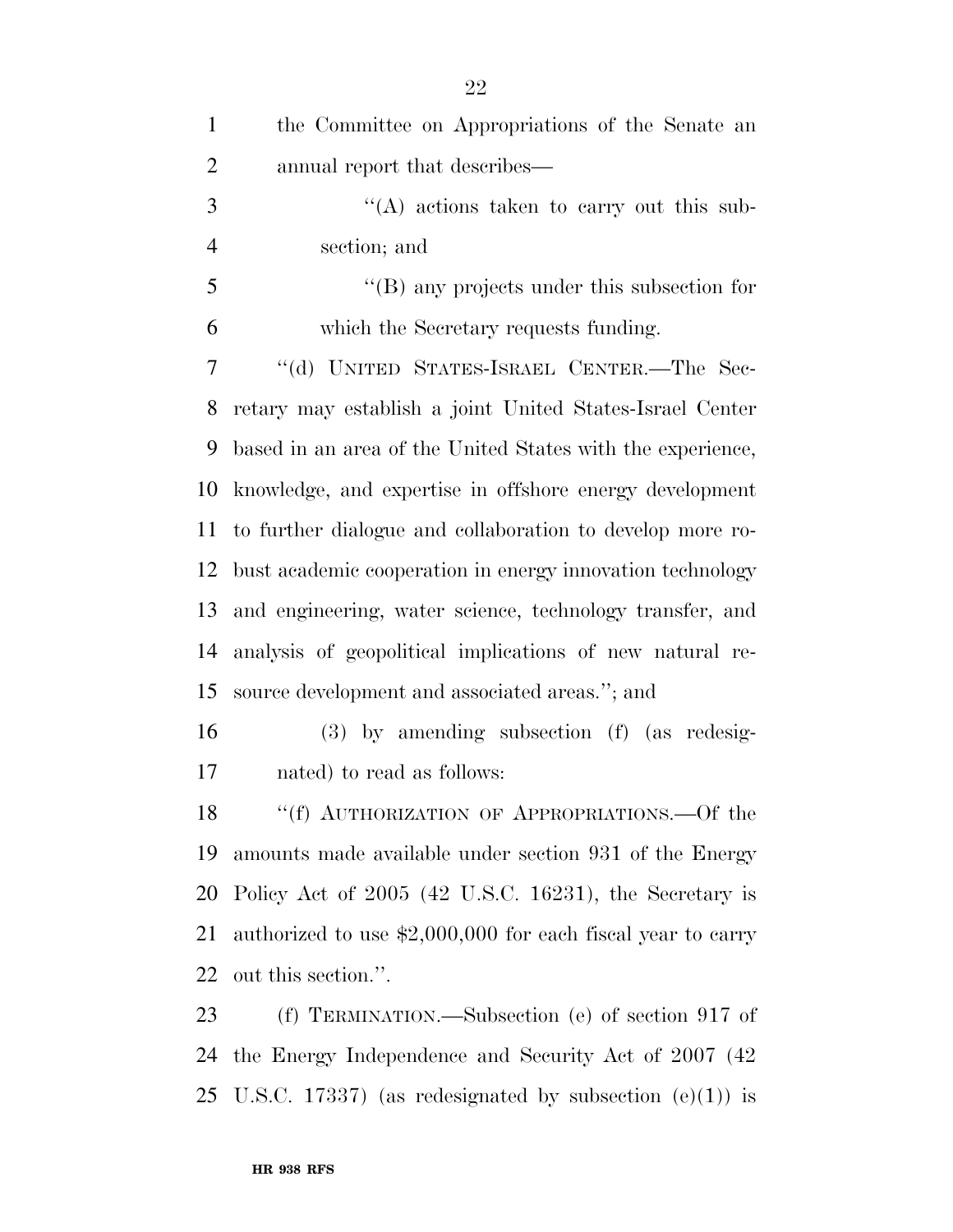the Committee on Appropriations of the Senate an annual report that describes—

"(A) actions taken to carry out this subsection; and

"(B) any projects under this subsection for which the Secretary requests funding.

"(d) UNITED STATES-ISRAEL CENTER.—The Secretary may establish a joint United States-Israel Center based in an area of the United States with the experience, knowledge, and expertise in offshore energy development to further dialogue and collaboration to develop more robust academic cooperation in energy innovation technology and engineering, water science, technology transfer, and analysis of geopolitical implications of new natural resource development and associated areas."; and

(3) by amending subsection (f) (as redesignated) to read as follows:

"(f) AUTHORIZATION OF APPROPRIATIONS.—Of the amounts made available under section 931 of the Energy Policy Act of 2005 (42 U.S.C. 16231), the Secretary is authorized to use $2,000,000 for each fiscal year to carry out this section.".

(f) TERMINATION.—Subsection (e) of section 917 of the Energy Independence and Security Act of 2007 (42 U.S.C. 17337) (as redesignated by subsection (e)(1)) is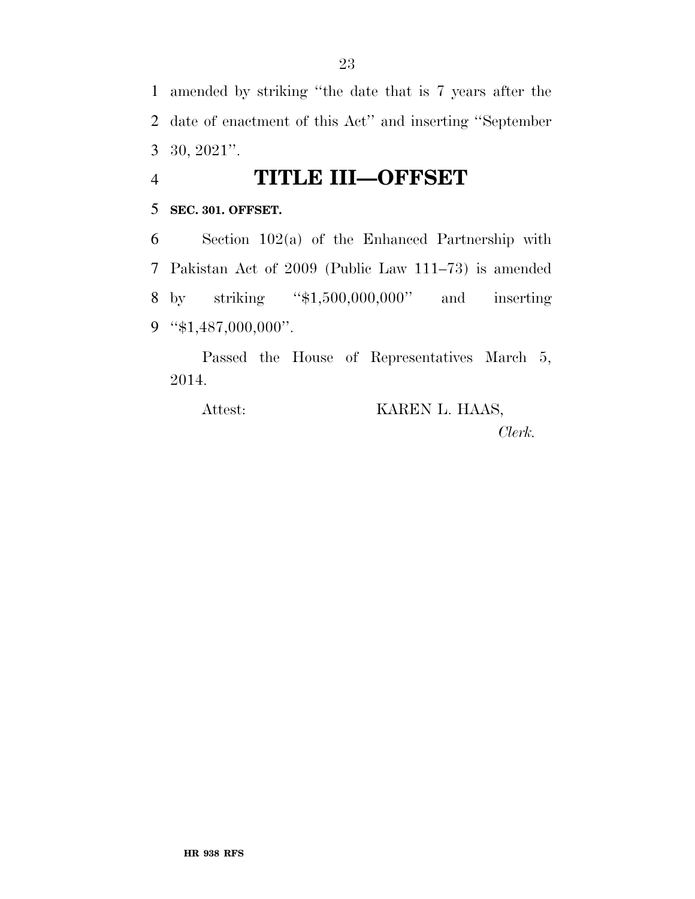amended by striking ''the date that is 7 years after the date of enactment of this Act'' and inserting ''September 30, 2021''.

# TITLE III—OFFSET

**SEC. 301. OFFSET.**

Section 102(a) of the Enhanced Partnership with Pakistan Act of 2009 (Public Law 111–73) is amended by striking ''$1,500,000,000'' and inserting ''$1,487,000,000''.

Passed the House of Representatives March 5, 2014.

Attest: KAREN L. HAAS,

*Clerk.*